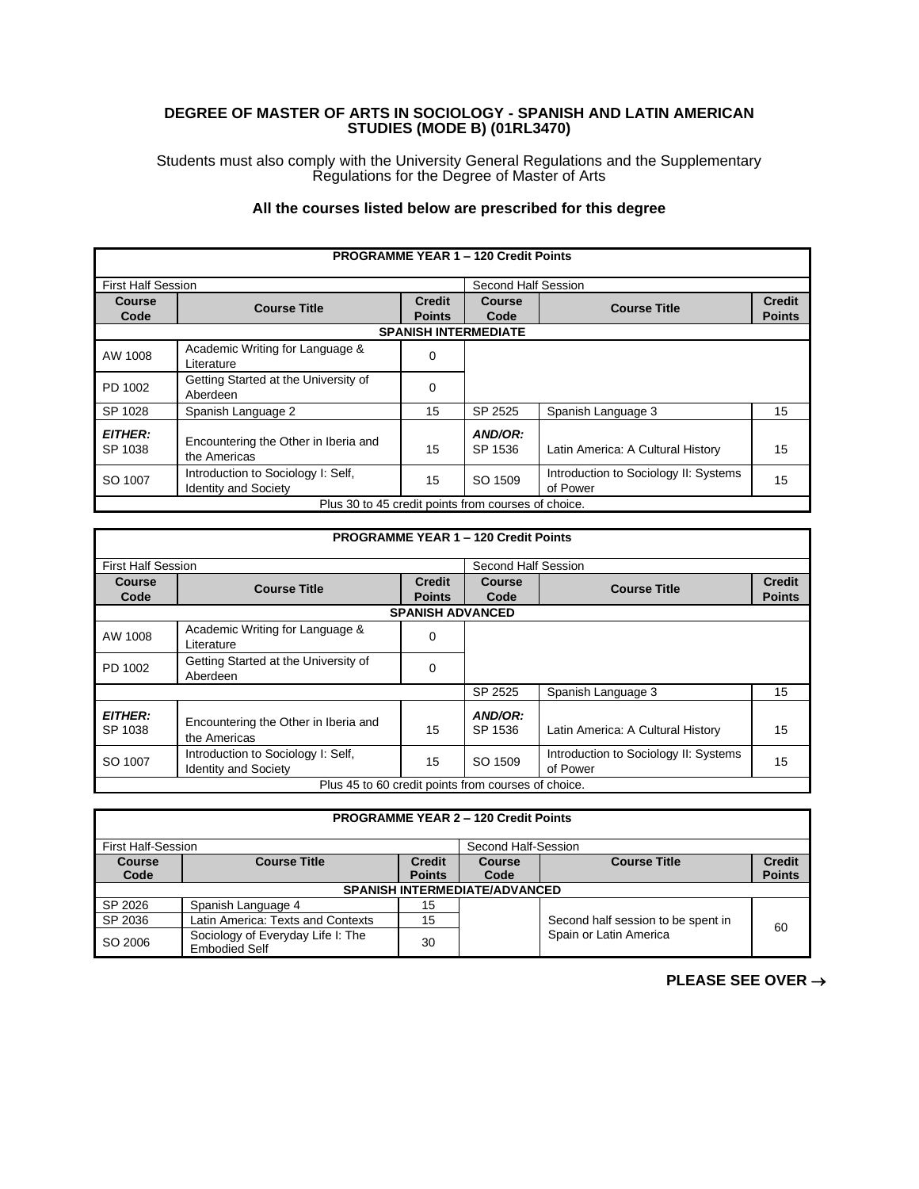# DEGREE OF MASTER OF ARTS IN SOCIOLOGY - SPANISH AND LATIN AMERICAN STUDIES (MODE B) (01RL3470)

Students must also comply with the University General Regulations and the Supplementary Regulations for the Degree of Master of Arts

**All the courses listed below are prescribed for this degree**

| **PROGRAMME YEAR 1 – 120 Credit Points** | | | | | |
|---|---|---|---|---|---|
| First Half Session | | | Second Half Session | | |
| **Course Code** | **Course Title** | **Credit Points** | **Course Code** | **Course Title** | **Credit Points** |
| **SPANISH INTERMEDIATE** | | | | | |
| AW 1008 | Academic Writing for Language & Literature | 0 | | | |
| PD 1002 | Getting Started at the University of Aberdeen | 0 | | | |
| SP 1028 | Spanish Language 2 | 15 | SP 2525 | Spanish Language 3 | 15 |
| ***EITHER:*** SP 1038 | Encountering the Other in Iberia and the Americas | 15 | ***AND/OR:*** SP 1536 | Latin America: A Cultural History | 15 |
| SO 1007 | Introduction to Sociology I: Self, Identity and Society | 15 | SO 1509 | Introduction to Sociology II: Systems of Power | 15 |
| Plus 30 to 45 credit points from courses of choice. | | | | | |

| **PROGRAMME YEAR 1 – 120 Credit Points** | | | | | |
|---|---|---|---|---|---|
| First Half Session | | | Second Half Session | | |
| **Course Code** | **Course Title** | **Credit Points** | **Course Code** | **Course Title** | **Credit Points** |
| **SPANISH ADVANCED** | | | | | |
| AW 1008 | Academic Writing for Language & Literature | 0 | | | |
| PD 1002 | Getting Started at the University of Aberdeen | 0 | | | |
| | | | SP 2525 | Spanish Language 3 | 15 |
| ***EITHER:*** SP 1038 | Encountering the Other in Iberia and the Americas | 15 | ***AND/OR:*** SP 1536 | Latin America: A Cultural History | 15 |
| SO 1007 | Introduction to Sociology I: Self, Identity and Society | 15 | SO 1509 | Introduction to Sociology II: Systems of Power | 15 |
| Plus 45 to 60 credit points from courses of choice. | | | | | |

| **PROGRAMME YEAR 2 – 120 Credit Points** | | | | | |
|---|---|---|---|---|---|
| First Half-Session | | | Second Half-Session | | |
| **Course Code** | **Course Title** | **Credit Points** | **Course Code** | **Course Title** | **Credit Points** |
| **SPANISH INTERMEDIATE/ADVANCED** | | | | | |
| SP 2026 | Spanish Language 4 | 15 | | Second half session to be spent in Spain or Latin America | 60 |
| SP 2036 | Latin America: Texts and Contexts | 15 | | | |
| SO 2006 | Sociology of Everyday Life I: The Embodied Self | 30 | | | |

**PLEASE SEE OVER →**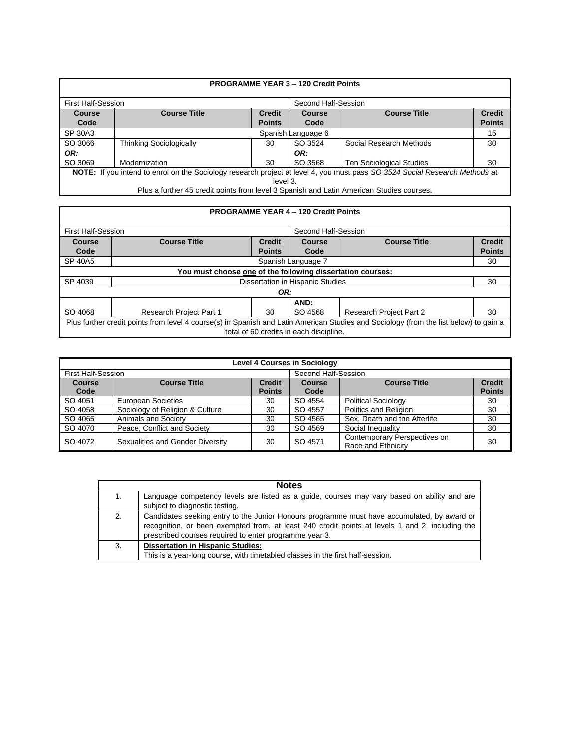| PROGRAMME YEAR 3 – 120 Credit Points | | | | | |
|---|---|---|---|---|---|
| First Half-Session | | | Second Half-Session | | |
| **Course Code** | **Course Title** | **Credit Points** | **Course Code** | **Course Title** | **Credit Points** |
| SP 30A3 | Spanish Language 6 | | | | 15 |
| SO 3066 | Thinking Sociologically | 30 | SO 3524 | Social Research Methods | 30 |
| ***OR:*** | | | ***OR:*** | | |
| SO 3069 | Modernization | 30 | SO 3568 | Ten Sociological Studies | 30 |
| **NOTE:** If you intend to enrol on the Sociology research project at level 4, you must pass *SO 3524 Social Research Methods* at level 3. | | | | | |
| Plus a further 45 credit points from level 3 Spanish and Latin American Studies courses**.** | | | | | |

| PROGRAMME YEAR 4 – 120 Credit Points | | | | | |
|---|---|---|---|---|---|
| First Half-Session | | | Second Half-Session | | |
| **Course Code** | **Course Title** | **Credit Points** | **Course Code** | **Course Title** | **Credit Points** |
| SP 40A5 | Spanish Language 7 | | | | 30 |
| **You must choose one of the following dissertation courses:** | | | | | |
| SP 4039 | Dissertation in Hispanic Studies | | | | 30 |
| ***OR:*** | | | | | |
| SO 4068 | Research Project Part 1 | 30 | **AND:** SO 4568 | Research Project Part 2 | 30 |
| Plus further credit points from level 4 course(s) in Spanish and Latin American Studies and Sociology (from the list below) to gain a total of 60 credits in each discipline. | | | | | |

| Level 4 Courses in Sociology | | | | | |
|---|---|---|---|---|---|
| First Half-Session | | | Second Half-Session | | |
| **Course Code** | **Course Title** | **Credit Points** | **Course Code** | **Course Title** | **Credit Points** |
| SO 4051 | European Societies | 30 | SO 4554 | Political Sociology | 30 |
| SO 4058 | Sociology of Religion & Culture | 30 | SO 4557 | Politics and Religion | 30 |
| SO 4065 | Animals and Society | 30 | SO 4565 | Sex, Death and the Afterlife | 30 |
| SO 4070 | Peace, Conflict and Society | 30 | SO 4569 | Social Inequality | 30 |
| SO 4072 | Sexualities and Gender Diversity | 30 | SO 4571 | Contemporary Perspectives on Race and Ethnicity | 30 |

| Notes | |
|---|---|
| 1. | Language competency levels are listed as a guide, courses may vary based on ability and are subject to diagnostic testing. |
| 2. | Candidates seeking entry to the Junior Honours programme must have accumulated, by award or recognition, or been exempted from, at least 240 credit points at levels 1 and 2, including the prescribed courses required to enter programme year 3. |
| 3. | **Dissertation in Hispanic Studies:** This is a year-long course, with timetabled classes in the first half-session. |